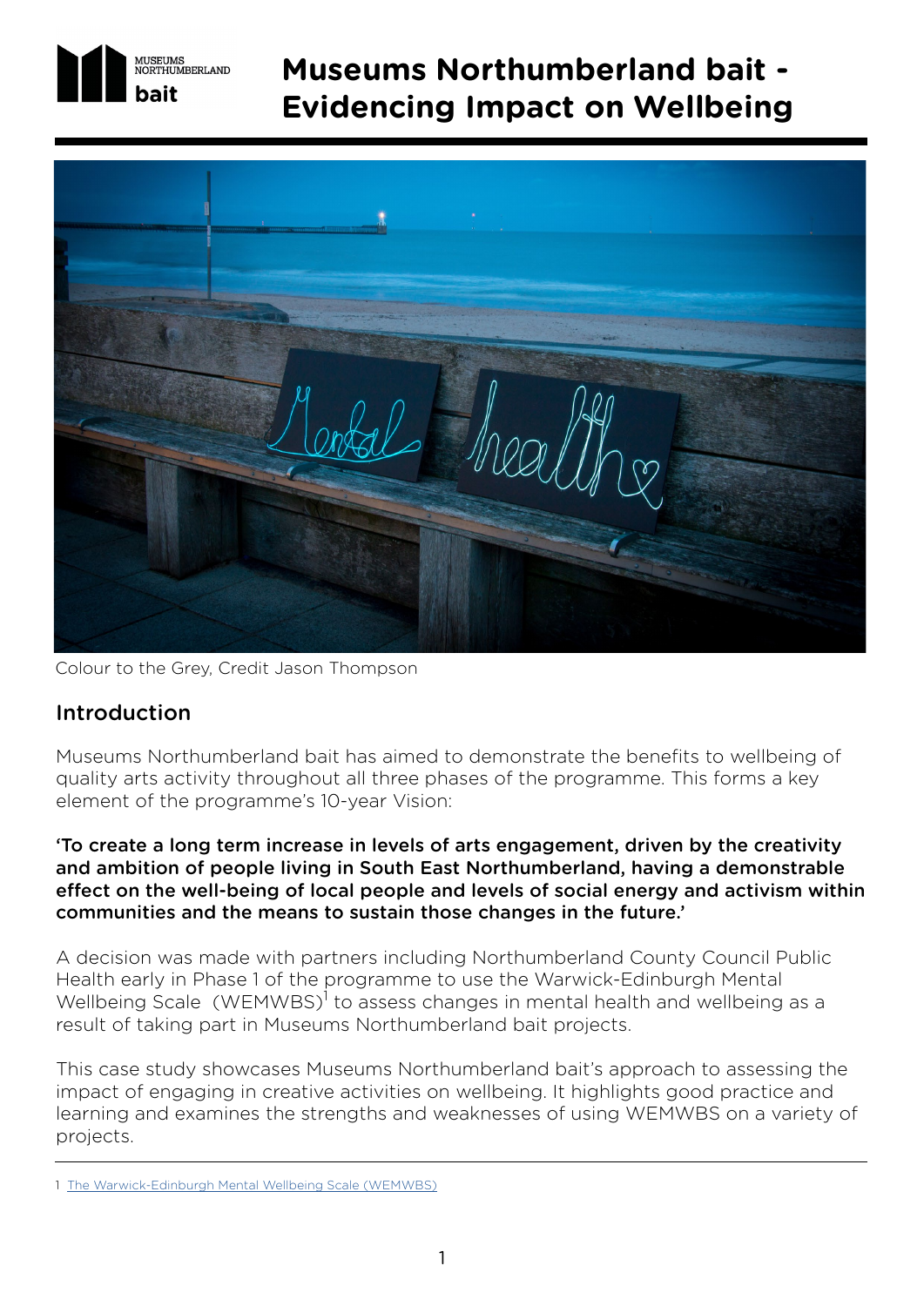# Museums Northumberland bait - Evidencing Impact on Wellbeing

Colour to the Grey, Credit Jason Thompson

## Introduction

Museums Northumberland bait has aimed to demonstrate the benefits to wellbeing of quality arts activity throughout all three phases of the programme. This forms a key element of the programme's 10-year Vision:

**'To create a long term increase in levels of arts engagement, driven by the creativity and ambition of people living in South East Northumberland, having a demonstrable effect on the well-being of local people and levels of social energy and activism within communities and the means to sustain those changes in the future.'**

A decision was made with partners including Northumberland County Council Public Health early in Phase 1 of the programme to use the Warwick-Edinburgh Mental Wellbeing Scale (WEMWBS)[1] to assess changes in mental health and wellbeing as a result of taking part in Museums Northumberland bait projects.

This case study showcases Museums Northumberland bait's approach to assessing the impact of engaging in creative activities on wellbeing. It highlights good practice and learning and examines the strengths and weaknesses of using WEMWBS on a variety of projects.

---

1 The Warwick-Edinburgh Mental Wellbeing Scale (WEMWBS)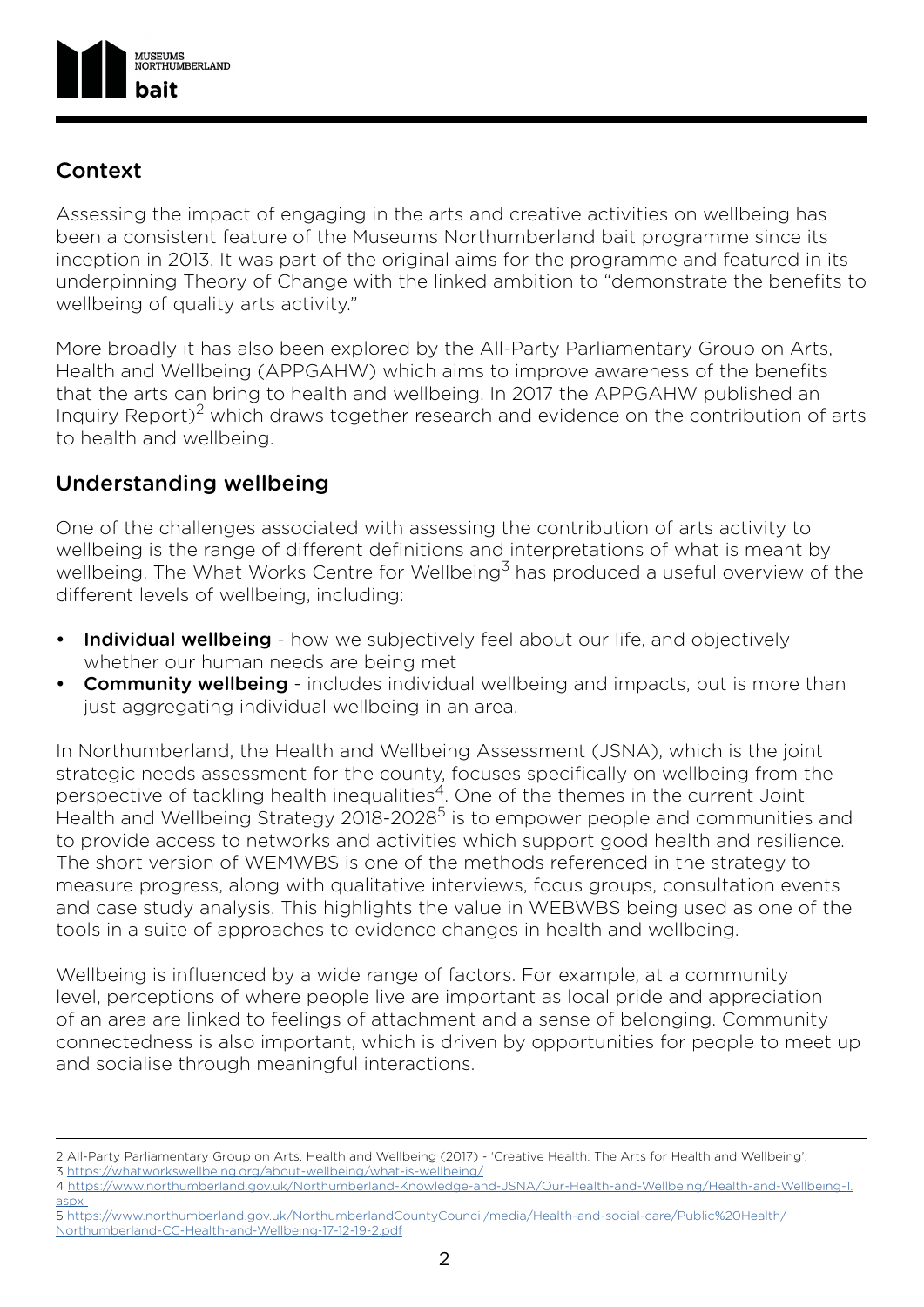## Context

Assessing the impact of engaging in the arts and creative activities on wellbeing has been a consistent feature of the Museums Northumberland bait programme since its inception in 2013. It was part of the original aims for the programme and featured in its underpinning Theory of Change with the linked ambition to "demonstrate the benefits to wellbeing of quality arts activity."

More broadly it has also been explored by the All-Party Parliamentary Group on Arts, Health and Wellbeing (APPGAHW) which aims to improve awareness of the benefits that the arts can bring to health and wellbeing. In 2017 the APPGAHW published an Inquiry Report)[2] which draws together research and evidence on the contribution of arts to health and wellbeing.

## Understanding wellbeing

One of the challenges associated with assessing the contribution of arts activity to wellbeing is the range of different definitions and interpretations of what is meant by wellbeing. The What Works Centre for Wellbeing[3] has produced a useful overview of the different levels of wellbeing, including:

- **Individual wellbeing** - how we subjectively feel about our life, and objectively whether our human needs are being met
- **Community wellbeing** - includes individual wellbeing and impacts, but is more than just aggregating individual wellbeing in an area.

In Northumberland, the Health and Wellbeing Assessment (JSNA), which is the joint strategic needs assessment for the county, focuses specifically on wellbeing from the perspective of tackling health inequalities[4]. One of the themes in the current Joint Health and Wellbeing Strategy 2018-2028[5] is to empower people and communities and to provide access to networks and activities which support good health and resilience. The short version of WEMWBS is one of the methods referenced in the strategy to measure progress, along with qualitative interviews, focus groups, consultation events and case study analysis. This highlights the value in WEBWBS being used as one of the tools in a suite of approaches to evidence changes in health and wellbeing.

Wellbeing is influenced by a wide range of factors. For example, at a community level, perceptions of where people live are important as local pride and appreciation of an area are linked to feelings of attachment and a sense of belonging. Community connectedness is also important, which is driven by opportunities for people to meet up and socialise through meaningful interactions.

---

2 All-Party Parliamentary Group on Arts, Health and Wellbeing (2017) - 'Creative Health: The Arts for Health and Wellbeing'.
3 https://whatworkswellbeing.org/about-wellbeing/what-is-wellbeing/
4 https://www.northumberland.gov.uk/Northumberland-Knowledge-and-JSNA/Our-Health-and-Wellbeing/Health-and-Wellbeing-1.aspx
5 https://www.northumberland.gov.uk/NorthumberlandCountyCouncil/media/Health-and-social-care/Public%20Health/Northumberland-CC-Health-and-Wellbeing-17-12-19-2.pdf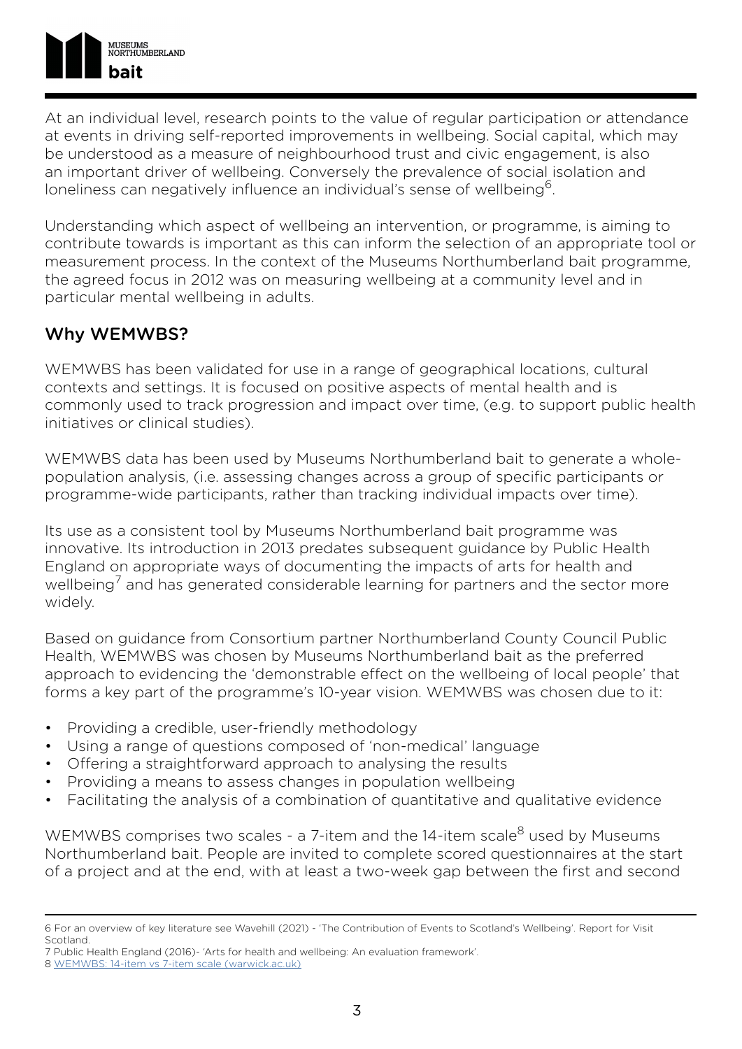At an individual level, research points to the value of regular participation or attendance at events in driving self-reported improvements in wellbeing. Social capital, which may be understood as a measure of neighbourhood trust and civic engagement, is also an important driver of wellbeing. Conversely the prevalence of social isolation and loneliness can negatively influence an individual's sense of wellbeing[6].

Understanding which aspect of wellbeing an intervention, or programme, is aiming to contribute towards is important as this can inform the selection of an appropriate tool or measurement process. In the context of the Museums Northumberland bait programme, the agreed focus in 2012 was on measuring wellbeing at a community level and in particular mental wellbeing in adults.

## Why WEMWBS?

WEMWBS has been validated for use in a range of geographical locations, cultural contexts and settings. It is focused on positive aspects of mental health and is commonly used to track progression and impact over time, (e.g. to support public health initiatives or clinical studies).

WEMWBS data has been used by Museums Northumberland bait to generate a whole-population analysis, (i.e. assessing changes across a group of specific participants or programme-wide participants, rather than tracking individual impacts over time).

Its use as a consistent tool by Museums Northumberland bait programme was innovative. Its introduction in 2013 predates subsequent guidance by Public Health England on appropriate ways of documenting the impacts of arts for health and wellbeing[7] and has generated considerable learning for partners and the sector more widely.

Based on guidance from Consortium partner Northumberland County Council Public Health, WEMWBS was chosen by Museums Northumberland bait as the preferred approach to evidencing the 'demonstrable effect on the wellbeing of local people' that forms a key part of the programme's 10-year vision. WEMWBS was chosen due to it:

- Providing a credible, user-friendly methodology
- Using a range of questions composed of 'non-medical' language
- Offering a straightforward approach to analysing the results
- Providing a means to assess changes in population wellbeing
- Facilitating the analysis of a combination of quantitative and qualitative evidence

WEMWBS comprises two scales - a 7-item and the 14-item scale[8] used by Museums Northumberland bait. People are invited to complete scored questionnaires at the start of a project and at the end, with at least a two-week gap between the first and second

---

6 For an overview of key literature see Wavehill (2021) - 'The Contribution of Events to Scotland's Wellbeing'. Report for Visit Scotland.

7 Public Health England (2016)- 'Arts for health and wellbeing: An evaluation framework'.

8 WEMWBS: 14-item vs 7-item scale (warwick.ac.uk)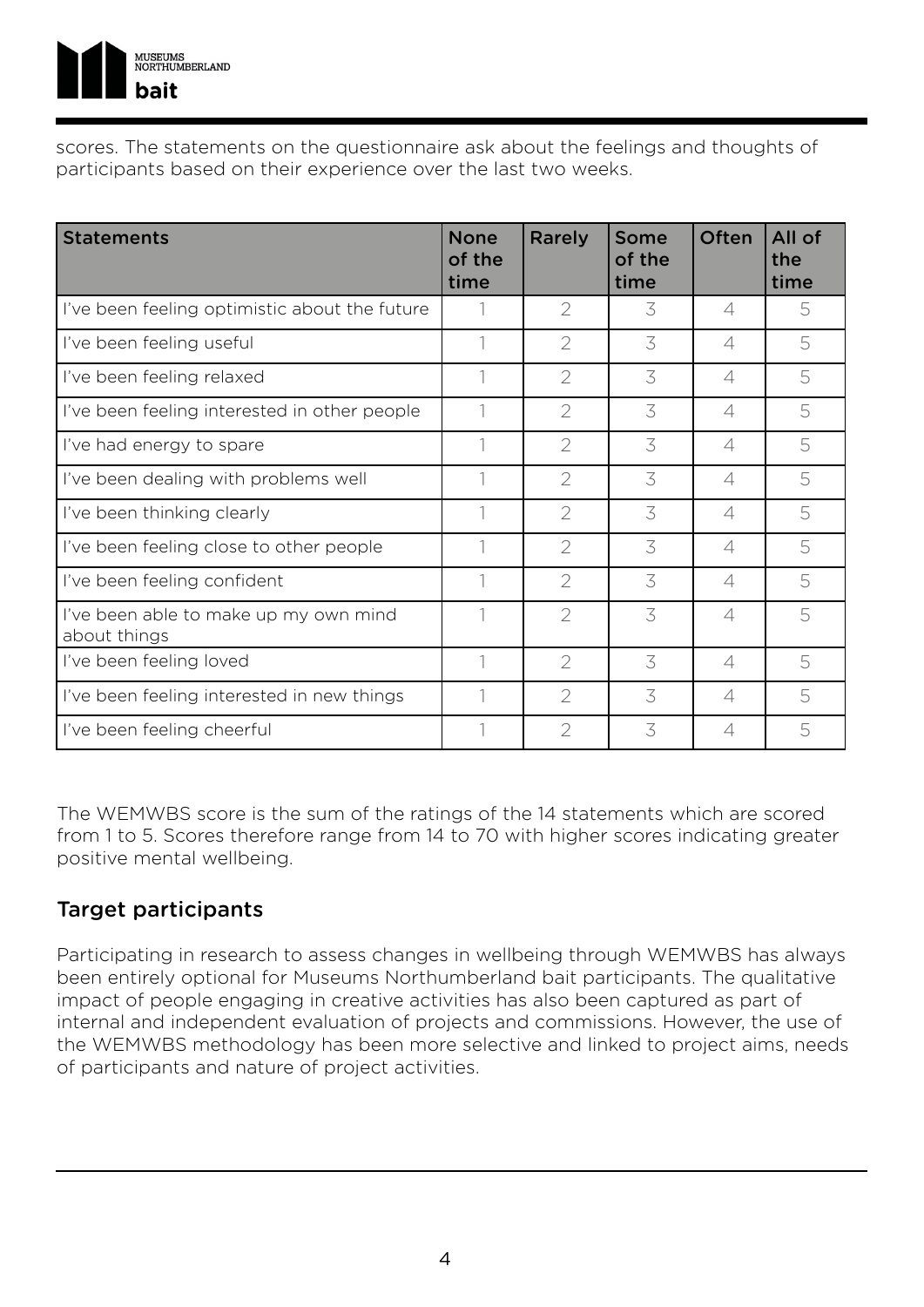scores. The statements on the questionnaire ask about the feelings and thoughts of participants based on their experience over the last two weeks.

| Statements | None of the time | Rarely | Some of the time | Often | All of the time |
|---|---|---|---|---|---|
| I've been feeling optimistic about the future | 1 | 2 | 3 | 4 | 5 |
| I've been feeling useful | 1 | 2 | 3 | 4 | 5 |
| I've been feeling relaxed | 1 | 2 | 3 | 4 | 5 |
| I've been feeling interested in other people | 1 | 2 | 3 | 4 | 5 |
| I've had energy to spare | 1 | 2 | 3 | 4 | 5 |
| I've been dealing with problems well | 1 | 2 | 3 | 4 | 5 |
| I've been thinking clearly | 1 | 2 | 3 | 4 | 5 |
| I've been feeling close to other people | 1 | 2 | 3 | 4 | 5 |
| I've been feeling confident | 1 | 2 | 3 | 4 | 5 |
| I've been able to make up my own mind about things | 1 | 2 | 3 | 4 | 5 |
| I've been feeling loved | 1 | 2 | 3 | 4 | 5 |
| I've been feeling interested in new things | 1 | 2 | 3 | 4 | 5 |
| I've been feeling cheerful | 1 | 2 | 3 | 4 | 5 |

The WEMWBS score is the sum of the ratings of the 14 statements which are scored from 1 to 5. Scores therefore range from 14 to 70 with higher scores indicating greater positive mental wellbeing.

## Target participants

Participating in research to assess changes in wellbeing through WEMWBS has always been entirely optional for Museums Northumberland bait participants. The qualitative impact of people engaging in creative activities has also been captured as part of internal and independent evaluation of projects and commissions. However, the use of the WEMWBS methodology has been more selective and linked to project aims, needs of participants and nature of project activities.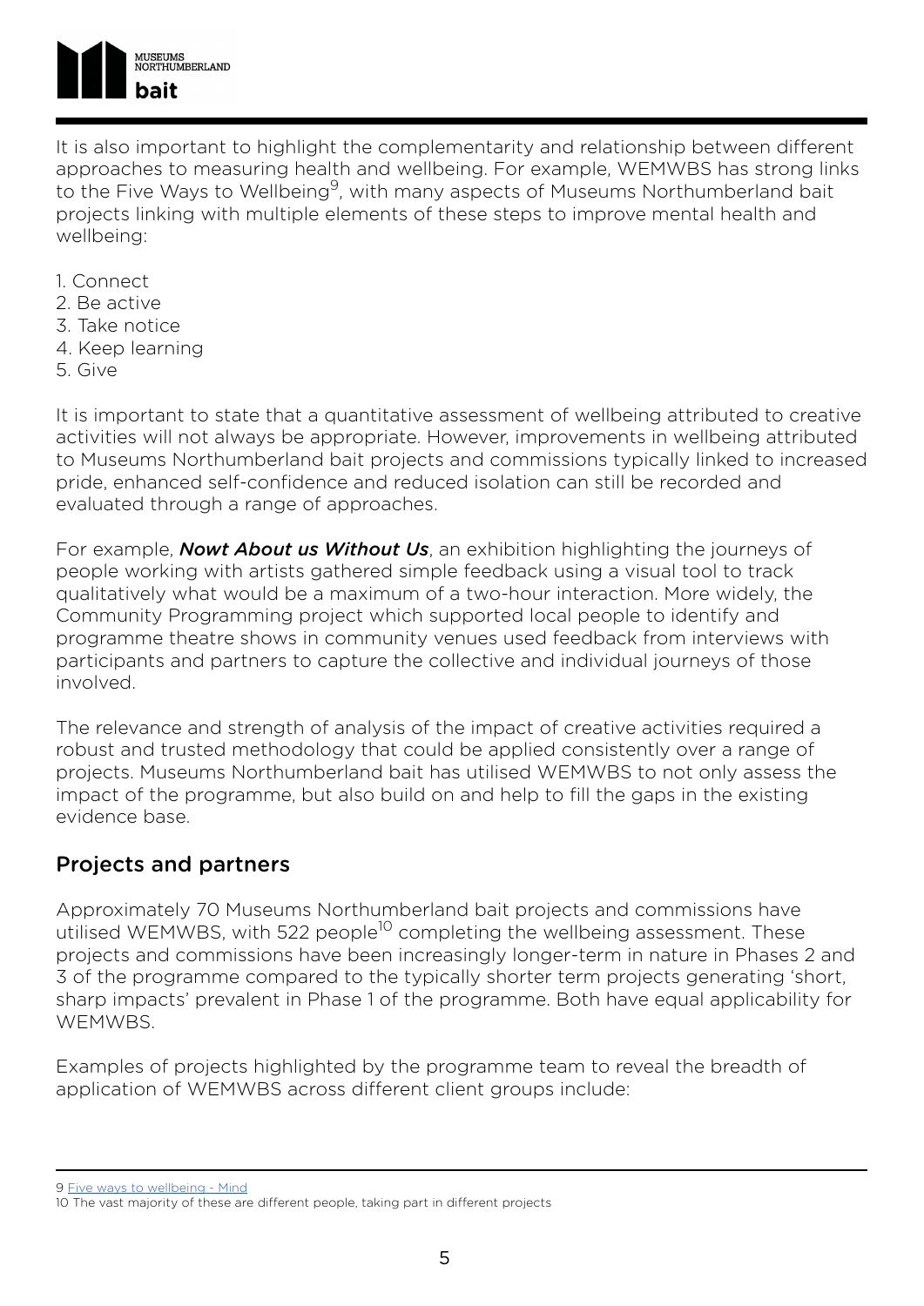It is also important to highlight the complementarity and relationship between different approaches to measuring health and wellbeing. For example, WEMWBS has strong links to the Five Ways to Wellbeing[9], with many aspects of Museums Northumberland bait projects linking with multiple elements of these steps to improve mental health and wellbeing:

1. Connect
2. Be active
3. Take notice
4. Keep learning
5. Give

It is important to state that a quantitative assessment of wellbeing attributed to creative activities will not always be appropriate. However, improvements in wellbeing attributed to Museums Northumberland bait projects and commissions typically linked to increased pride, enhanced self-confidence and reduced isolation can still be recorded and evaluated through a range of approaches.

For example, ***Nowt About us Without Us***, an exhibition highlighting the journeys of people working with artists gathered simple feedback using a visual tool to track qualitatively what would be a maximum of a two-hour interaction. More widely, the Community Programming project which supported local people to identify and programme theatre shows in community venues used feedback from interviews with participants and partners to capture the collective and individual journeys of those involved.

The relevance and strength of analysis of the impact of creative activities required a robust and trusted methodology that could be applied consistently over a range of projects. Museums Northumberland bait has utilised WEMWBS to not only assess the impact of the programme, but also build on and help to fill the gaps in the existing evidence base.

## Projects and partners

Approximately 70 Museums Northumberland bait projects and commissions have utilised WEMWBS, with 522 people[10] completing the wellbeing assessment. These projects and commissions have been increasingly longer-term in nature in Phases 2 and 3 of the programme compared to the typically shorter term projects generating 'short, sharp impacts' prevalent in Phase 1 of the programme. Both have equal applicability for WEMWBS.

Examples of projects highlighted by the programme team to reveal the breadth of application of WEMWBS across different client groups include:

---

9 Five ways to wellbeing - Mind

10 The vast majority of these are different people, taking part in different projects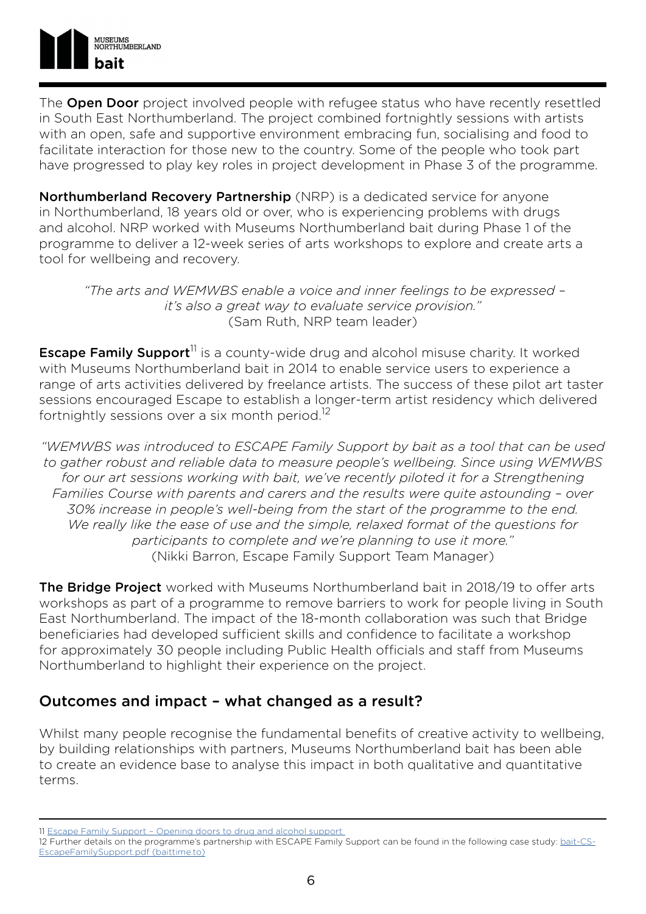The **Open Door** project involved people with refugee status who have recently resettled in South East Northumberland. The project combined fortnightly sessions with artists with an open, safe and supportive environment embracing fun, socialising and food to facilitate interaction for those new to the country. Some of the people who took part have progressed to play key roles in project development in Phase 3 of the programme.

**Northumberland Recovery Partnership** (NRP) is a dedicated service for anyone in Northumberland, 18 years old or over, who is experiencing problems with drugs and alcohol. NRP worked with Museums Northumberland bait during Phase 1 of the programme to deliver a 12-week series of arts workshops to explore and create arts a tool for wellbeing and recovery.

*"The arts and WEMWBS enable a voice and inner feelings to be expressed – it's also a great way to evaluate service provision."*
(Sam Ruth, NRP team leader)

**Escape Family Support**[11] is a county-wide drug and alcohol misuse charity. It worked with Museums Northumberland bait in 2014 to enable service users to experience a range of arts activities delivered by freelance artists. The success of these pilot art taster sessions encouraged Escape to establish a longer-term artist residency which delivered fortnightly sessions over a six month period.[12]

*"WEMWBS was introduced to ESCAPE Family Support by bait as a tool that can be used to gather robust and reliable data to measure people's wellbeing. Since using WEMWBS for our art sessions working with bait, we've recently piloted it for a Strengthening Families Course with parents and carers and the results were quite astounding – over 30% increase in people's well-being from the start of the programme to the end. We really like the ease of use and the simple, relaxed format of the questions for participants to complete and we're planning to use it more."*
(Nikki Barron, Escape Family Support Team Manager)

**The Bridge Project** worked with Museums Northumberland bait in 2018/19 to offer arts workshops as part of a programme to remove barriers to work for people living in South East Northumberland. The impact of the 18-month collaboration was such that Bridge beneficiaries had developed sufficient skills and confidence to facilitate a workshop for approximately 30 people including Public Health officials and staff from Museums Northumberland to highlight their experience on the project.

## Outcomes and impact – what changed as a result?

Whilst many people recognise the fundamental benefits of creative activity to wellbeing, by building relationships with partners, Museums Northumberland bait has been able to create an evidence base to analyse this impact in both qualitative and quantitative terms.

---

11 Escape Family Support – Opening doors to drug and alcohol support

12 Further details on the programme's partnership with ESCAPE Family Support can be found in the following case study: bait-CS-EscapeFamilySupport.pdf (baittime.to)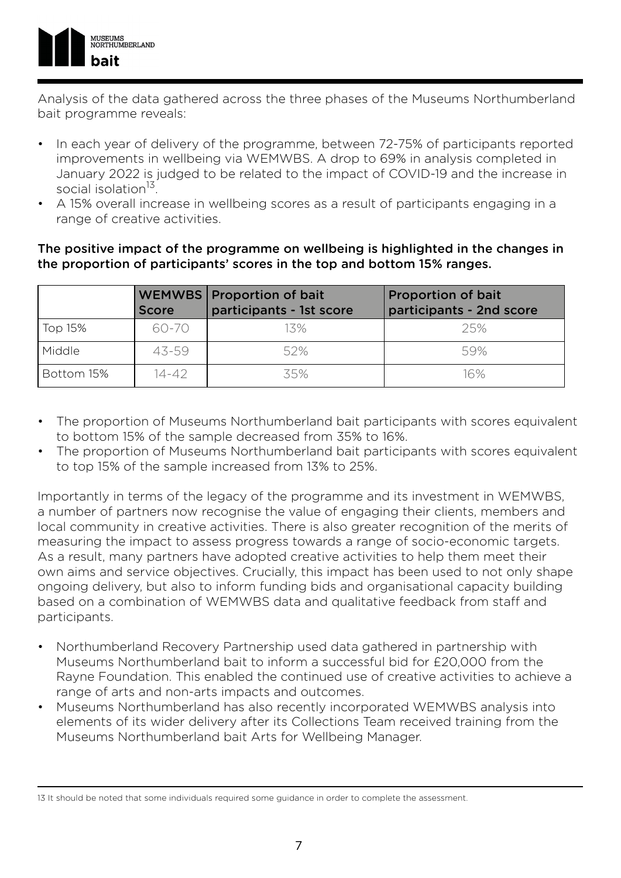Analysis of the data gathered across the three phases of the Museums Northumberland bait programme reveals:

- In each year of delivery of the programme, between 72-75% of participants reported improvements in wellbeing via WEMWBS. A drop to 69% in analysis completed in January 2022 is judged to be related to the impact of COVID-19 and the increase in social isolation[13].
- A 15% overall increase in wellbeing scores as a result of participants engaging in a range of creative activities.

**The positive impact of the programme on wellbeing is highlighted in the changes in the proportion of participants' scores in the top and bottom 15% ranges.**

| | WEMWBS Score | Proportion of bait participants - 1st score | Proportion of bait participants - 2nd score |
|---|---|---|---|
| Top 15% | 60-70 | 13% | 25% |
| Middle | 43-59 | 52% | 59% |
| Bottom 15% | 14-42 | 35% | 16% |

- The proportion of Museums Northumberland bait participants with scores equivalent to bottom 15% of the sample decreased from 35% to 16%.
- The proportion of Museums Northumberland bait participants with scores equivalent to top 15% of the sample increased from 13% to 25%.

Importantly in terms of the legacy of the programme and its investment in WEMWBS, a number of partners now recognise the value of engaging their clients, members and local community in creative activities. There is also greater recognition of the merits of measuring the impact to assess progress towards a range of socio-economic targets. As a result, many partners have adopted creative activities to help them meet their own aims and service objectives. Crucially, this impact has been used to not only shape ongoing delivery, but also to inform funding bids and organisational capacity building based on a combination of WEMWBS data and qualitative feedback from staff and participants.

- Northumberland Recovery Partnership used data gathered in partnership with Museums Northumberland bait to inform a successful bid for £20,000 from the Rayne Foundation. This enabled the continued use of creative activities to achieve a range of arts and non-arts impacts and outcomes.
- Museums Northumberland has also recently incorporated WEMWBS analysis into elements of its wider delivery after its Collections Team received training from the Museums Northumberland bait Arts for Wellbeing Manager.

13 It should be noted that some individuals required some guidance in order to complete the assessment.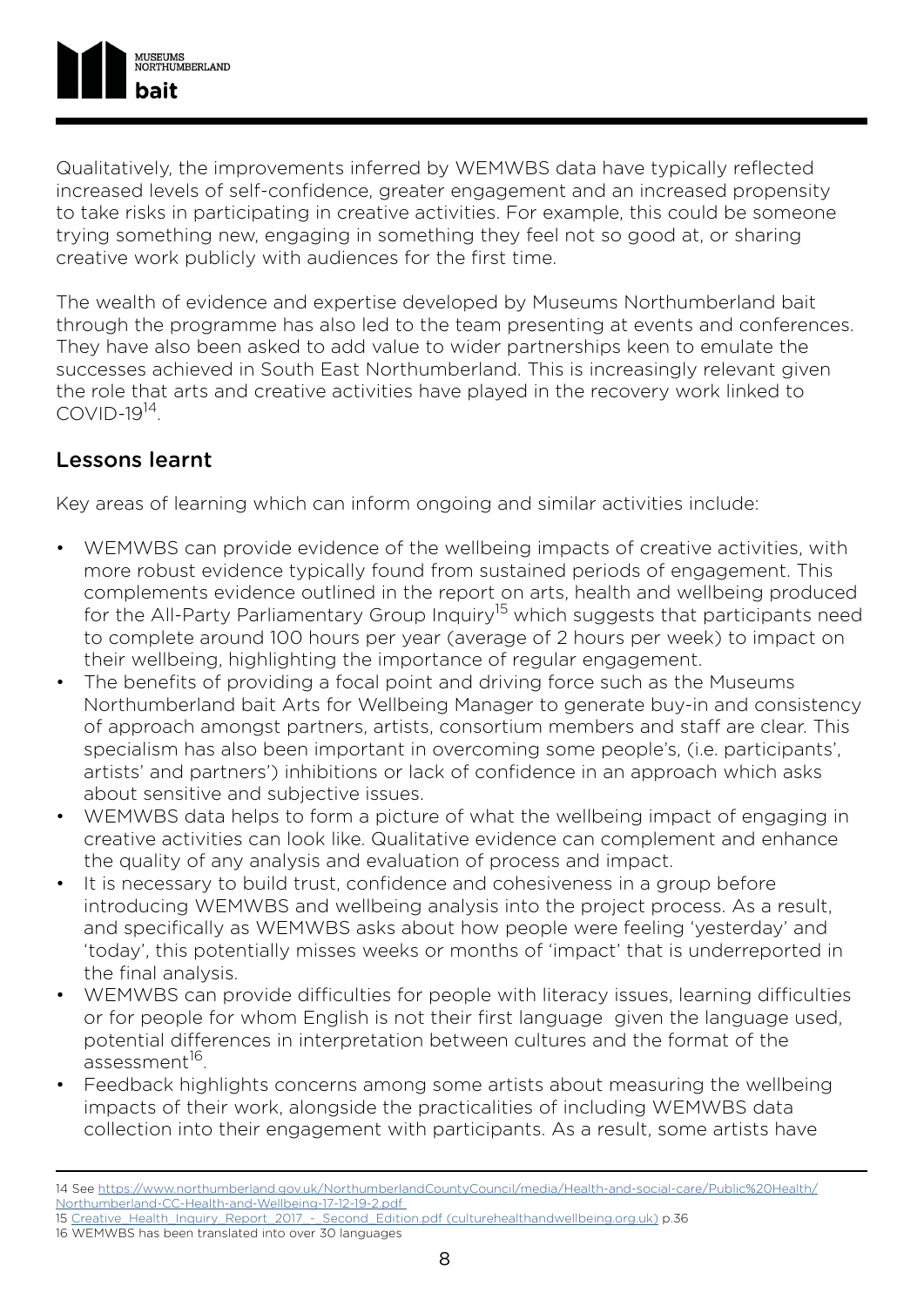Qualitatively, the improvements inferred by WEMWBS data have typically reflected increased levels of self-confidence, greater engagement and an increased propensity to take risks in participating in creative activities. For example, this could be someone trying something new, engaging in something they feel not so good at, or sharing creative work publicly with audiences for the first time.

The wealth of evidence and expertise developed by Museums Northumberland bait through the programme has also led to the team presenting at events and conferences. They have also been asked to add value to wider partnerships keen to emulate the successes achieved in South East Northumberland. This is increasingly relevant given the role that arts and creative activities have played in the recovery work linked to COVID-19[14].

## Lessons learnt

Key areas of learning which can inform ongoing and similar activities include:

- WEMWBS can provide evidence of the wellbeing impacts of creative activities, with more robust evidence typically found from sustained periods of engagement. This complements evidence outlined in the report on arts, health and wellbeing produced for the All-Party Parliamentary Group Inquiry[15] which suggests that participants need to complete around 100 hours per year (average of 2 hours per week) to impact on their wellbeing, highlighting the importance of regular engagement.
- The benefits of providing a focal point and driving force such as the Museums Northumberland bait Arts for Wellbeing Manager to generate buy-in and consistency of approach amongst partners, artists, consortium members and staff are clear. This specialism has also been important in overcoming some people's, (i.e. participants', artists' and partners') inhibitions or lack of confidence in an approach which asks about sensitive and subjective issues.
- WEMWBS data helps to form a picture of what the wellbeing impact of engaging in creative activities can look like. Qualitative evidence can complement and enhance the quality of any analysis and evaluation of process and impact.
- It is necessary to build trust, confidence and cohesiveness in a group before introducing WEMWBS and wellbeing analysis into the project process. As a result, and specifically as WEMWBS asks about how people were feeling 'yesterday' and 'today', this potentially misses weeks or months of 'impact' that is underreported in the final analysis.
- WEMWBS can provide difficulties for people with literacy issues, learning difficulties or for people for whom English is not their first language given the language used, potential differences in interpretation between cultures and the format of the assessment[16].
- Feedback highlights concerns among some artists about measuring the wellbeing impacts of their work, alongside the practicalities of including WEMWBS data collection into their engagement with participants. As a result, some artists have

---

14 See https://www.northumberland.gov.uk/NorthumberlandCountyCouncil/media/Health-and-social-care/Public%20Health/Northumberland-CC-Health-and-Wellbeing-17-12-19-2.pdf

15 Creative_Health_Inquiry_Report_2017_-_Second_Edition.pdf (culturehealthandwellbeing.org.uk) p.36

16 WEMWBS has been translated into over 30 languages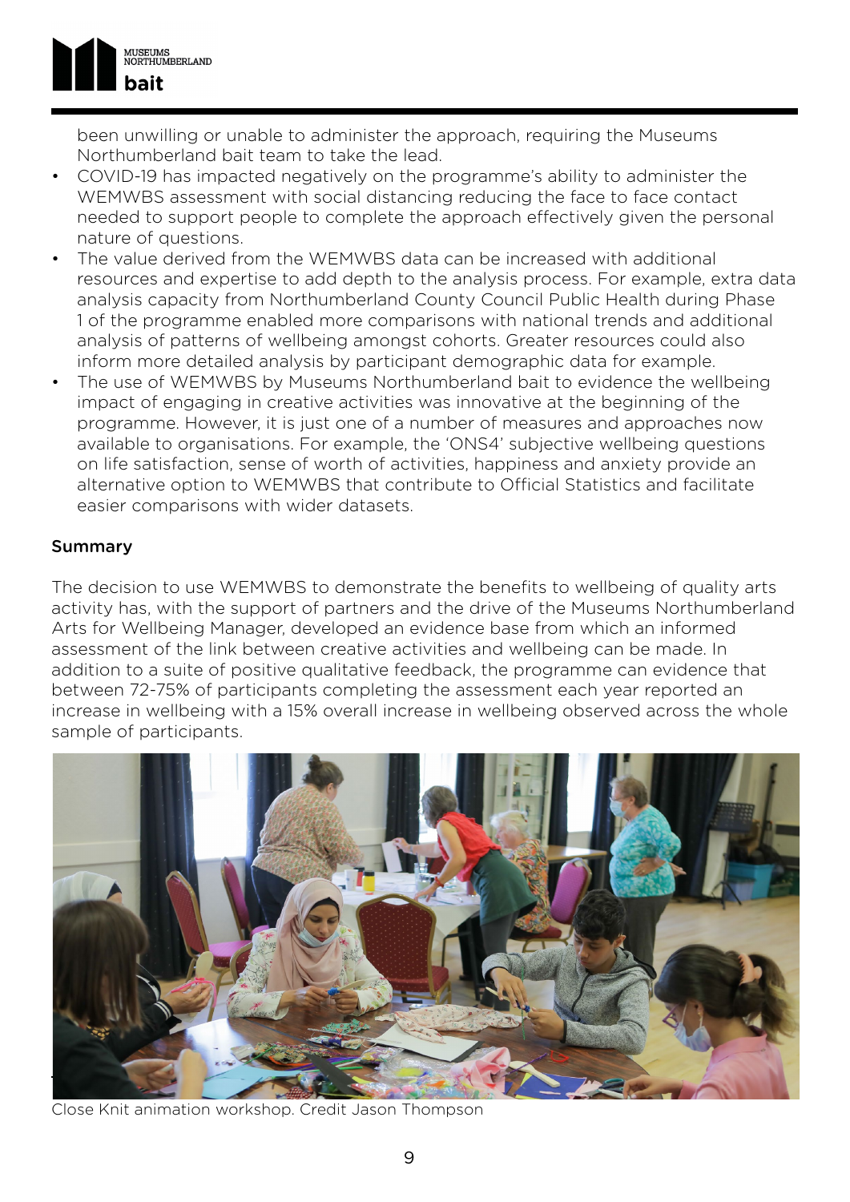been unwilling or unable to administer the approach, requiring the Museums Northumberland bait team to take the lead.

- COVID-19 has impacted negatively on the programme's ability to administer the WEMWBS assessment with social distancing reducing the face to face contact needed to support people to complete the approach effectively given the personal nature of questions.
- The value derived from the WEMWBS data can be increased with additional resources and expertise to add depth to the analysis process. For example, extra data analysis capacity from Northumberland County Council Public Health during Phase 1 of the programme enabled more comparisons with national trends and additional analysis of patterns of wellbeing amongst cohorts. Greater resources could also inform more detailed analysis by participant demographic data for example.
- The use of WEMWBS by Museums Northumberland bait to evidence the wellbeing impact of engaging in creative activities was innovative at the beginning of the programme. However, it is just one of a number of measures and approaches now available to organisations. For example, the 'ONS4' subjective wellbeing questions on life satisfaction, sense of worth of activities, happiness and anxiety provide an alternative option to WEMWBS that contribute to Official Statistics and facilitate easier comparisons with wider datasets.

**Summary**

The decision to use WEMWBS to demonstrate the benefits to wellbeing of quality arts activity has, with the support of partners and the drive of the Museums Northumberland Arts for Wellbeing Manager, developed an evidence base from which an informed assessment of the link between creative activities and wellbeing can be made. In addition to a suite of positive qualitative feedback, the programme can evidence that between 72-75% of participants completing the assessment each year reported an increase in wellbeing with a 15% overall increase in wellbeing observed across the whole sample of participants.

Close Knit animation workshop. Credit Jason Thompson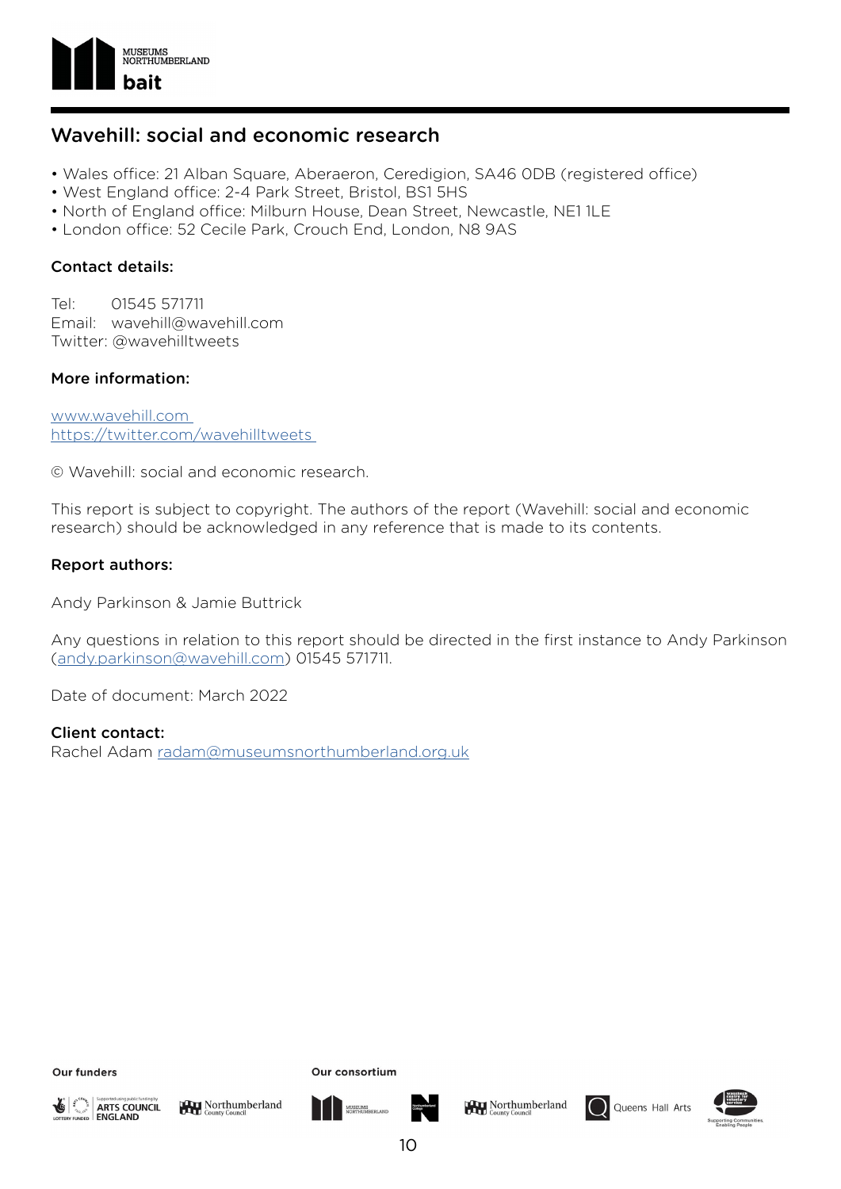## Wavehill: social and economic research

- Wales office: 21 Alban Square, Aberaeron, Ceredigion, SA46 0DB (registered office)
- West England office: 2-4 Park Street, Bristol, BS1 5HS
- North of England office: Milburn House, Dean Street, Newcastle, NE1 1LE
- London office: 52 Cecile Park, Crouch End, London, N8 9AS

### Contact details:

Tel: 01545 571711
Email: wavehill@wavehill.com
Twitter: @wavehilltweets

### More information:

www.wavehill.com
https://twitter.com/wavehilltweets

© Wavehill: social and economic research.

This report is subject to copyright. The authors of the report (Wavehill: social and economic research) should be acknowledged in any reference that is made to its contents.

### Report authors:

Andy Parkinson & Jamie Buttrick

Any questions in relation to this report should be directed in the first instance to Andy Parkinson (andy.parkinson@wavehill.com) 01545 571711.

Date of document: March 2022

### Client contact:

Rachel Adam radam@museumsnorthumberland.org.uk

Our funders

Our consortium